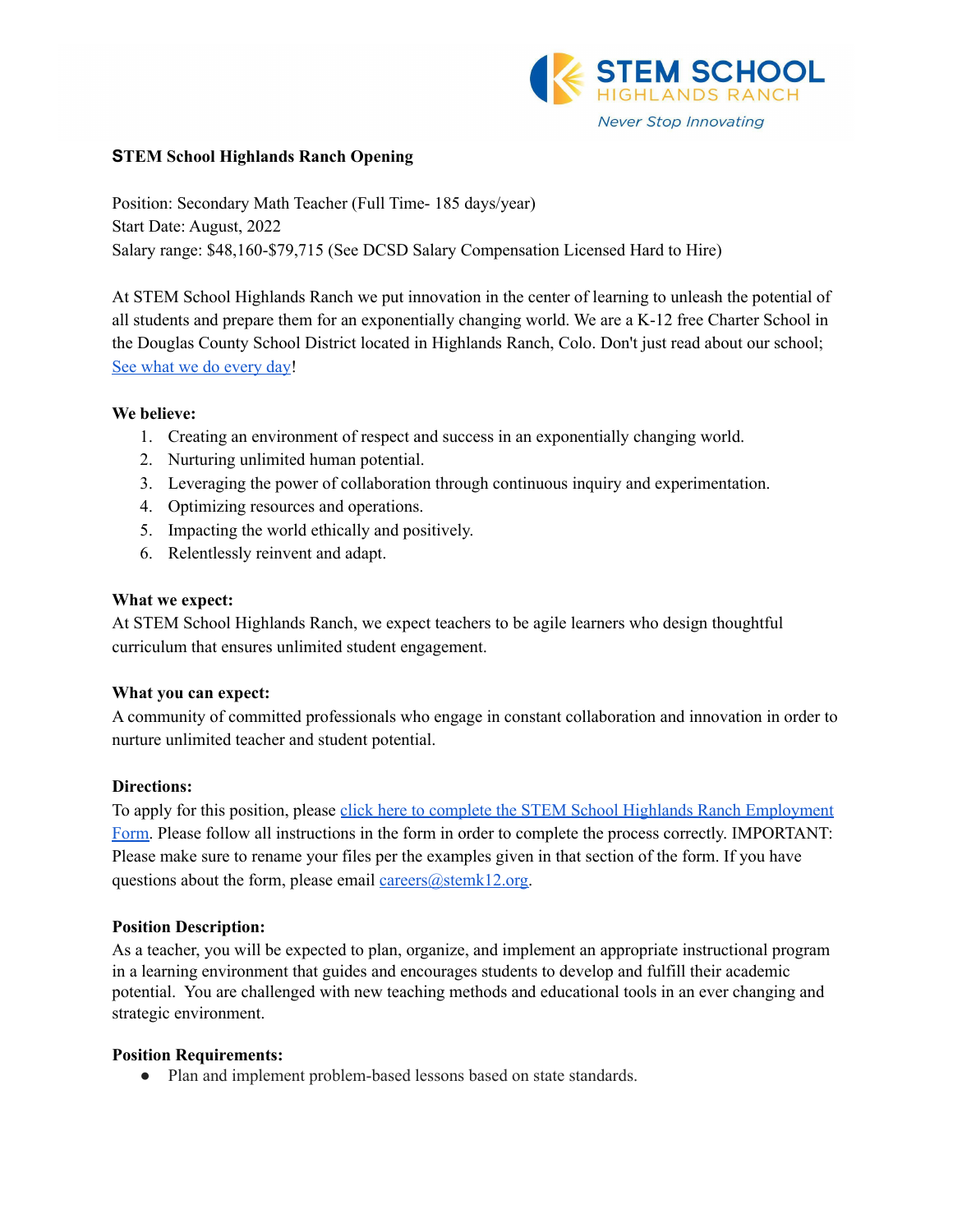STEM SCHOOL
HIGHLANDS RANCH
*Never Stop Innovating*

**STEM School Highlands Ranch Opening**

Position: Secondary Math Teacher (Full Time- 185 days/year)
Start Date: August, 2022
Salary range: $48,160-$79,715 (See DCSD Salary Compensation Licensed Hard to Hire)

At STEM School Highlands Ranch we put innovation in the center of learning to unleash the potential of all students and prepare them for an exponentially changing world. We are a K-12 free Charter School in the Douglas County School District located in Highlands Ranch, Colo. Don't just read about our school; [See what we do every day]!

**We believe:**

1. Creating an environment of respect and success in an exponentially changing world.
2. Nurturing unlimited human potential.
3. Leveraging the power of collaboration through continuous inquiry and experimentation.
4. Optimizing resources and operations.
5. Impacting the world ethically and positively.
6. Relentlessly reinvent and adapt.

**What we expect:**

At STEM School Highlands Ranch, we expect teachers to be agile learners who design thoughtful curriculum that ensures unlimited student engagement.

**What you can expect:**

A community of committed professionals who engage in constant collaboration and innovation in order to nurture unlimited teacher and student potential.

**Directions:**

To apply for this position, please [click here to complete the STEM School Highlands Ranch Employment Form]. Please follow all instructions in the form in order to complete the process correctly. IMPORTANT: Please make sure to rename your files per the examples given in that section of the form. If you have questions about the form, please email careers@stemk12.org.

**Position Description:**

As a teacher, you will be expected to plan, organize, and implement an appropriate instructional program in a learning environment that guides and encourages students to develop and fulfill their academic potential. You are challenged with new teaching methods and educational tools in an ever changing and strategic environment.

**Position Requirements:**

- Plan and implement problem-based lessons based on state standards.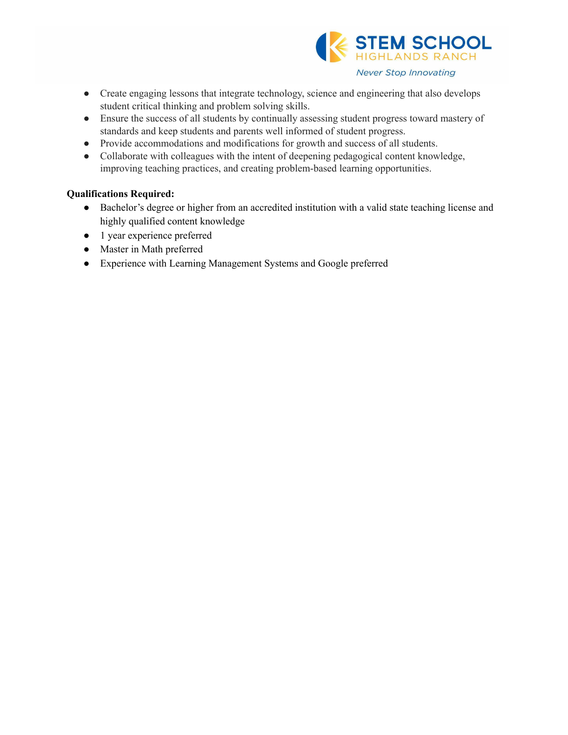- Create engaging lessons that integrate technology, science and engineering that also develops student critical thinking and problem solving skills.
- Ensure the success of all students by continually assessing student progress toward mastery of standards and keep students and parents well informed of student progress.
- Provide accommodations and modifications for growth and success of all students.
- Collaborate with colleagues with the intent of deepening pedagogical content knowledge, improving teaching practices, and creating problem-based learning opportunities.

**Qualifications Required:**

- Bachelor's degree or higher from an accredited institution with a valid state teaching license and highly qualified content knowledge
- 1 year experience preferred
- Master in Math preferred
- Experience with Learning Management Systems and Google preferred